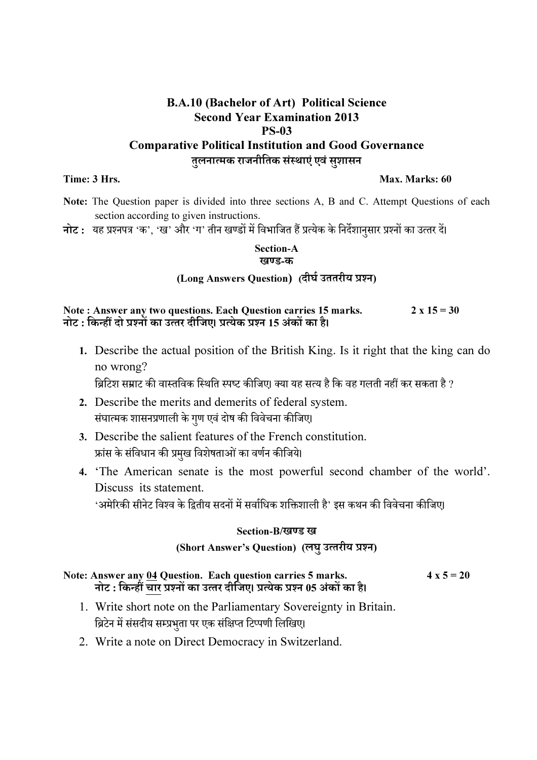# B.A.10 (Bachelor of Art) Political Science
## Second Year Examination 2013
## PS-03
## Comparative Political Institution and Good Governance
## तुलनात्मक राजनीतिक संस्थाएं एवं सुशासन

**Time: 3 Hrs.** **Max. Marks: 60**

**Note:** The Question paper is divided into three sections A, B and C. Attempt Questions of each section according to given instructions.

**नोट :** यह प्रश्नपत्र 'क', 'ख' और 'ग' तीन खण्डों में विभाजित हैं प्रत्येक के निर्देशानुसार प्रश्नों का उत्तर दें।

### Section-A
### खण्ड-क

**(Long Answers Question) (दीर्घ उततरीय प्रश्न)**

**Note : Answer any two questions. Each Question carries 15 marks. 2 x 15 = 30**
**नोट : किन्हीं दो प्रश्नों का उत्तर दीजिए। प्रत्येक प्रश्न 15 अंकों का है।**

1. Describe the actual position of the British King. Is it right that the king can do no wrong?
   ब्रिटिश सम्राट की वास्तविक स्थिति स्पष्ट कीजिए। क्या यह सत्य है कि वह गलती नहीं कर सकता है ?
2. Describe the merits and demerits of federal system.
   संघात्मक शासनप्रणाली के गुण एवं दोष की विवेचना कीजिए।
3. Describe the salient features of the French constitution.
   फ्रांस के संविधान की प्रमुख विशेषताओं का वर्णन कीजिये।
4. 'The American senate is the most powerful second chamber of the world'. Discuss its statement.
   'अमेरिकी सीनेट विश्व के द्वितीय सदनों में सर्वाधिक शक्तिशाली है' इस कथन की विवेचना कीजिए।

### Section-B/खण्ड ख

**(Short Answer's Question) (लघु उत्तरीय प्रश्न)**

**Note: Answer any 04 Question. Each question carries 5 marks. 4 x 5 = 20**
**नोट : किन्हीं चार प्रश्नों का उत्तर दीजिए। प्रत्येक प्रश्न 05 अंकों का है।**

1. Write short note on the Parliamentary Sovereignty in Britain.
   ब्रिटेन में संसदीय सम्प्रभुता पर एक संक्षिप्त टिप्पणी लिखिए।
2. Write a note on Direct Democracy in Switzerland.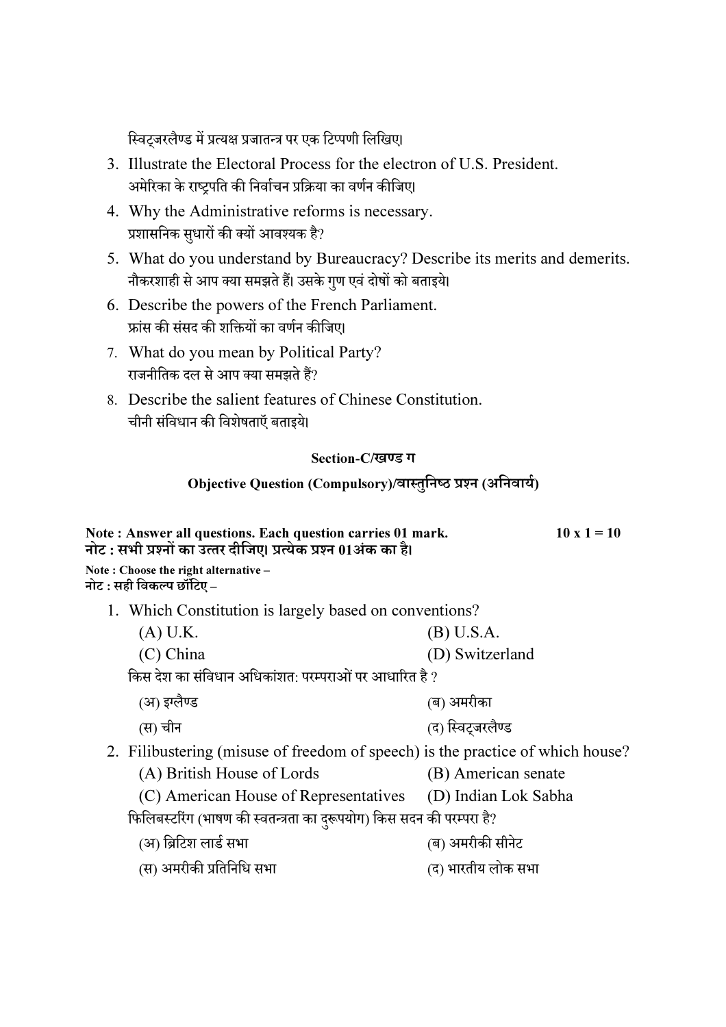स्विट्जरलैण्ड में प्रत्यक्ष प्रजातन्त्र पर एक टिप्पणी लिखिए।

3. Illustrate the Electoral Process for the electron of U.S. President.
   अमेरिका के राष्ट्रपति की निर्वाचन प्रक्रिया का वर्णन कीजिए।
4. Why the Administrative reforms is necessary.
   प्रशासनिक सुधारों की क्यों आवश्यक है?
5. What do you understand by Bureaucracy? Describe its merits and demerits.
   नौकरशाही से आप क्या समझते हैं। उसके गुण एवं दोषों को बताइये।
6. Describe the powers of the French Parliament.
   फ्रांस की संसद की शक्तियों का वर्णन कीजिए।
7. What do you mean by Political Party?
   राजनीतिक दल से आप क्या समझते हैं?
8. Describe the salient features of Chinese Constitution.
   चीनी संविधान की विशेषताएँ बताइये।

### Section-C/खण्ड ग

### Objective Question (Compulsory)/वास्तुनिष्ठ प्रश्न (अनिवार्य)

**Note : Answer all questions. Each question carries 01 mark.** **10 x 1 = 10**
**नोट : सभी प्रश्नों का उत्तर दीजिए। प्रत्येक प्रश्न 01अंक का है।**

**Note : Choose the right alternative –**
**नोट : सही विकल्प छाँटिए –**

1. Which Constitution is largely based on conventions?
   (A) U.K. (B) U.S.A.
   (C) China (D) Switzerland
   किस देश का संविधान अधिकांशत: परम्पराओं पर आधारित है ?
   (अ) इग्लैण्ड (ब) अमरीका
   (स) चीन (द) स्विट्जरलैण्ड
2. Filibustering (misuse of freedom of speech) is the practice of which house?
   (A) British House of Lords (B) American senate
   (C) American House of Representatives (D) Indian Lok Sabha
   फिलिबस्टरिंग (भाषण की स्वतन्त्रता का दुरूपयोग) किस सदन की परम्परा है?
   (अ) ब्रिटिश लार्ड सभा (ब) अमरीकी सीनेट
   (स) अमरीकी प्रतिनिधि सभा (द) भारतीय लोक सभा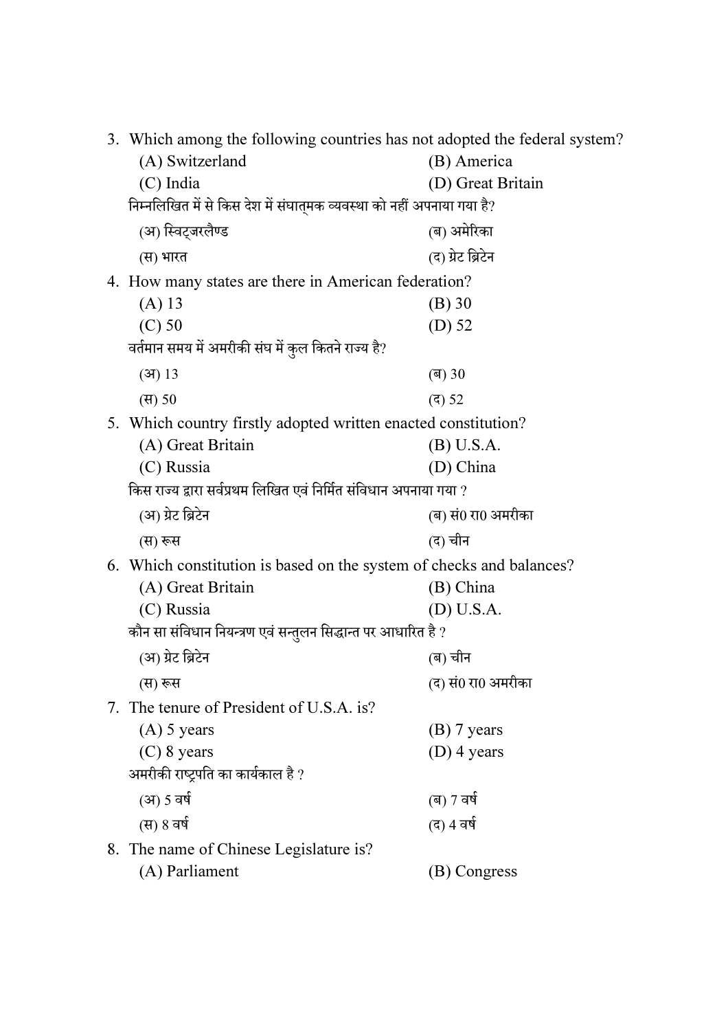3. Which among the following countries has not adopted the federal system?

   (A) Switzerland (B) America

   (C) India (D) Great Britain

   निम्नलिखित में से किस देश में संघात्मक व्यवस्था को नहीं अपनाया गया है?

   (अ) स्विट्ज़रलैण्ड (ब) अमेरिका

   (स) भारत (द) ग्रेट ब्रिटेन

4. How many states are there in American federation?

   (A) 13 (B) 30

   (C) 50 (D) 52

   वर्तमान समय में अमरीकी संघ में कुल कितने राज्य है?

   (अ) 13 (ब) 30

   (स) 50 (द) 52

5. Which country firstly adopted written enacted constitution?

   (A) Great Britain (B) U.S.A.

   (C) Russia (D) China

   किस राज्य द्वारा सर्वप्रथम लिखित एवं निर्मित संविधान अपनाया गया ?

   (अ) ग्रेट ब्रिटेन (ब) सं0 रा0 अमरीका

   (स) रूस (द) चीन

6. Which constitution is based on the system of checks and balances?

   (A) Great Britain (B) China

   (C) Russia (D) U.S.A.

   कौन सा संविधान नियन्त्रण एवं सन्तुलन सिद्धान्त पर आधारित है ?

   (अ) ग्रेट ब्रिटेन (ब) चीन

   (स) रूस (द) सं0 रा0 अमरीका

7. The tenure of President of U.S.A. is?

   (A) 5 years (B) 7 years

   (C) 8 years (D) 4 years

   अमरीकी राष्ट्रपति का कार्यकाल है ?

   (अ) 5 वर्ष (ब) 7 वर्ष

   (स) 8 वर्ष (द) 4 वर्ष

8. The name of Chinese Legislature is?

   (A) Parliament (B) Congress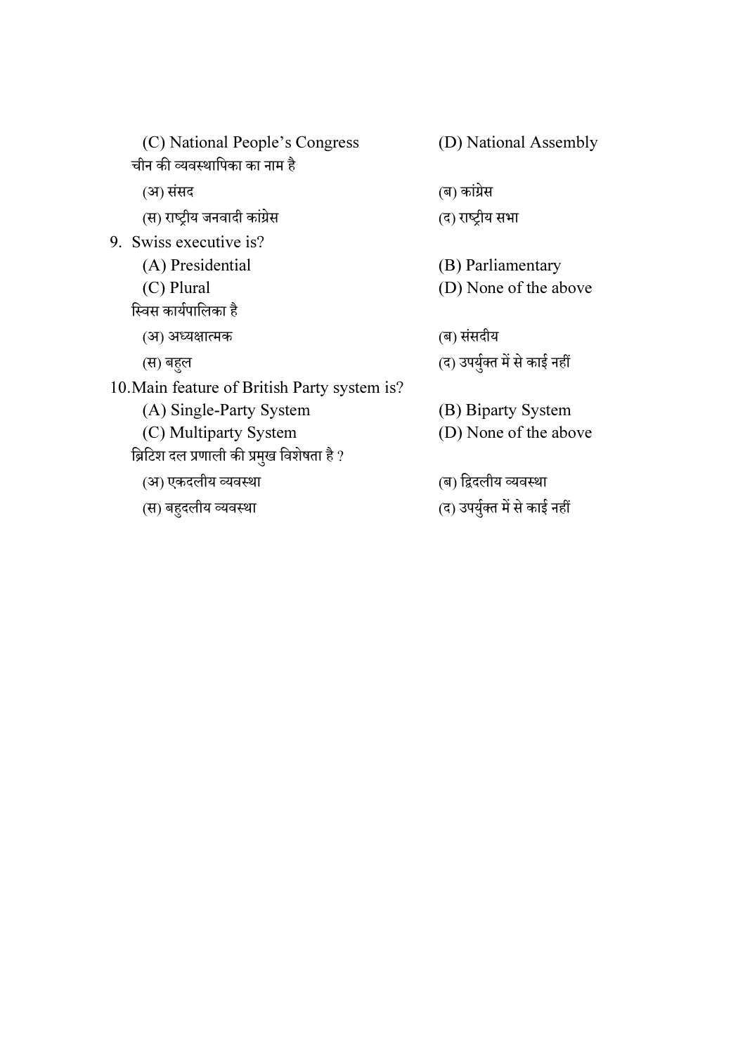(C) National People's Congress (D) National Assembly

चीन की व्यवस्थापिका का नाम है

(अ) संसद (ब) कांग्रेस

(स) राष्ट्रीय जनवादी कांग्रेस (द) राष्ट्रीय सभा

9. Swiss executive is?

(A) Presidential (B) Parliamentary

(C) Plural (D) None of the above

स्विस कार्यपालिका है

(अ) अध्यक्षात्मक (ब) संसदीय

(स) बहुल (द) उपर्युक्त में से काई नहीं

10. Main feature of British Party system is?

(A) Single-Party System (B) Biparty System

(C) Multiparty System (D) None of the above

ब्रिटिश दल प्रणाली की प्रमुख विशेषता है ?

(अ) एकदलीय व्यवस्था (ब) द्विदलीय व्यवस्था

(स) बहुदलीय व्यवस्था (द) उपर्युक्त में से काई नहीं